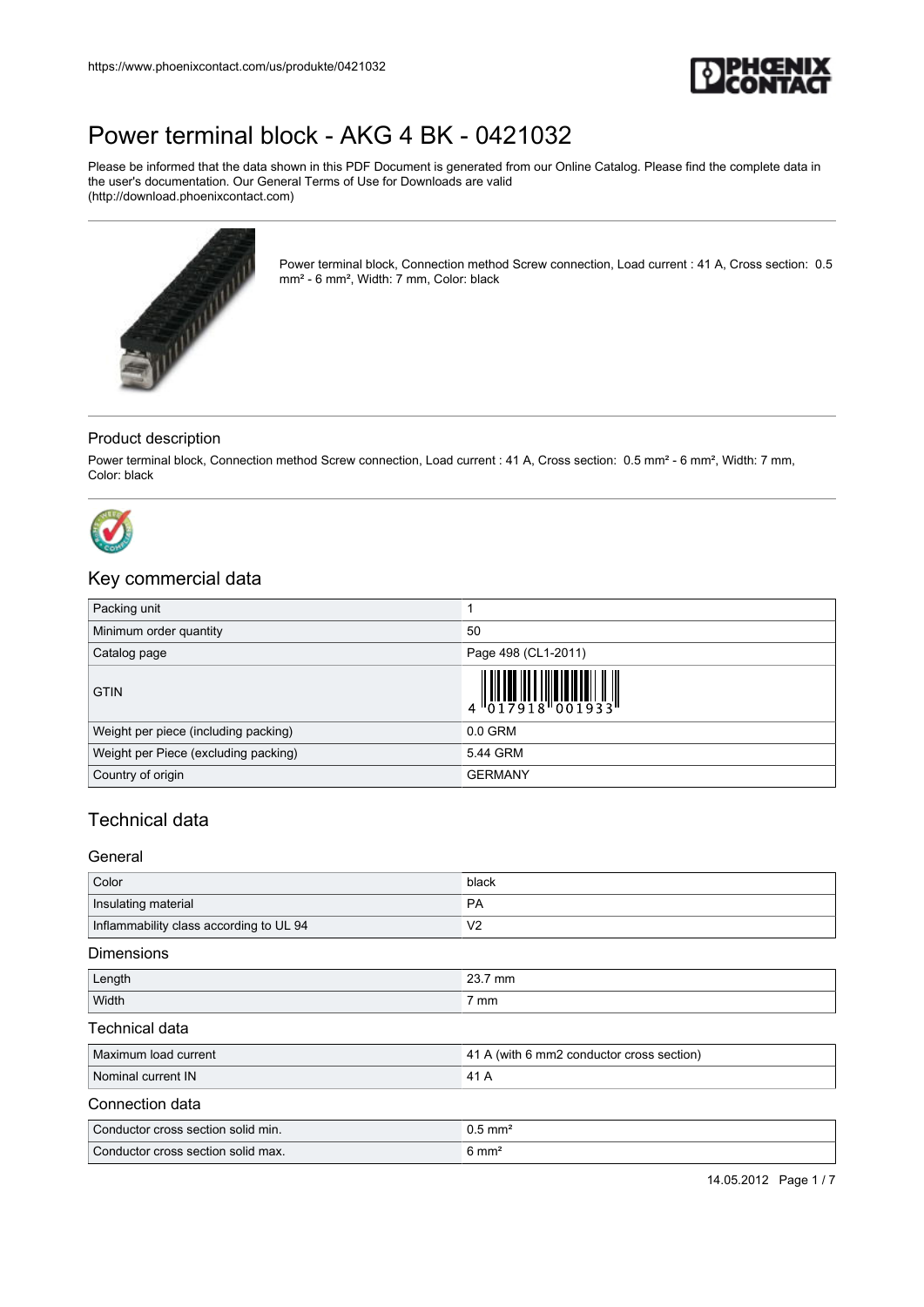# Power terminal block - AKG 4 BK - 0421032

Please be informed that the data shown in this PDF Document is generated from our Online Catalog. Please find the complete data in the user's documentation. Our General Terms of Use for Downloads are valid (http://download.phoenixcontact.com)

Power terminal block, Connection method Screw connection, Load current : 41 A, Cross section: 0.5 mm² - 6 mm², Width: 7 mm, Color: black

## Product description

Power terminal block, Connection method Screw connection, Load current : 41 A, Cross section: 0.5 mm² - 6 mm², Width: 7 mm, Color: black

## Key commercial data

| | |
|---|---|
| Packing unit | 1 |
| Minimum order quantity | 50 |
| Catalog page | Page 498 (CL1-2011) |
| GTIN | 4 017918 001933 |
| Weight per piece (including packing) | 0.0 GRM |
| Weight per Piece (excluding packing) | 5.44 GRM |
| Country of origin | GERMANY |

## Technical data

### General

| | |
|---|---|
| Color | black |
| Insulating material | PA |
| Inflammability class according to UL 94 | V2 |

### Dimensions

| | |
|---|---|
| Length | 23.7 mm |
| Width | 7 mm |

### Technical data

| | |
|---|---|
| Maximum load current | 41 A (with 6 mm2 conductor cross section) |
| Nominal current IN | 41 A |

### Connection data

| | |
|---|---|
| Conductor cross section solid min. | 0.5 mm² |
| Conductor cross section solid max. | 6 mm² |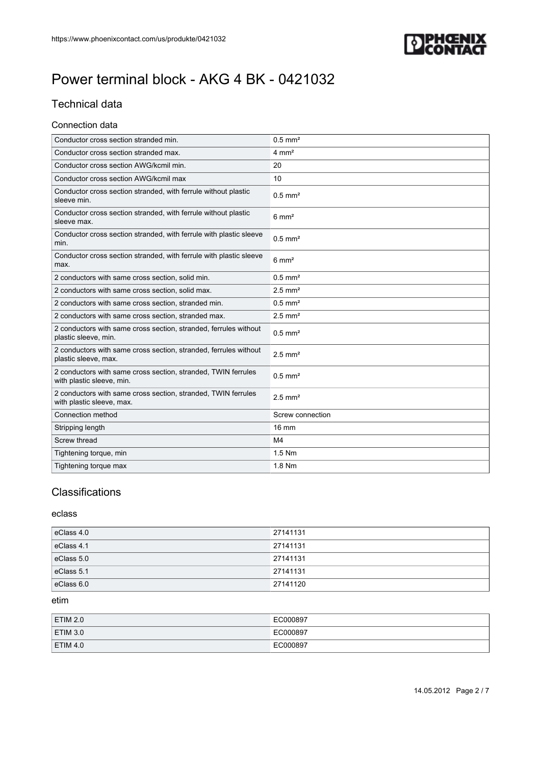# Power terminal block - AKG 4 BK - 0421032

## Technical data

### Connection data

| | |
|---|---|
| Conductor cross section stranded min. | 0.5 mm² |
| Conductor cross section stranded max. | 4 mm² |
| Conductor cross section AWG/kcmil min. | 20 |
| Conductor cross section AWG/kcmil max | 10 |
| Conductor cross section stranded, with ferrule without plastic sleeve min. | 0.5 mm² |
| Conductor cross section stranded, with ferrule without plastic sleeve max. | 6 mm² |
| Conductor cross section stranded, with ferrule with plastic sleeve min. | 0.5 mm² |
| Conductor cross section stranded, with ferrule with plastic sleeve max. | 6 mm² |
| 2 conductors with same cross section, solid min. | 0.5 mm² |
| 2 conductors with same cross section, solid max. | 2.5 mm² |
| 2 conductors with same cross section, stranded min. | 0.5 mm² |
| 2 conductors with same cross section, stranded max. | 2.5 mm² |
| 2 conductors with same cross section, stranded, ferrules without plastic sleeve, min. | 0.5 mm² |
| 2 conductors with same cross section, stranded, ferrules without plastic sleeve, max. | 2.5 mm² |
| 2 conductors with same cross section, stranded, TWIN ferrules with plastic sleeve, min. | 0.5 mm² |
| 2 conductors with same cross section, stranded, TWIN ferrules with plastic sleeve, max. | 2.5 mm² |
| Connection method | Screw connection |
| Stripping length | 16 mm |
| Screw thread | M4 |
| Tightening torque, min | 1.5 Nm |
| Tightening torque max | 1.8 Nm |

## Classifications

### eclass

| | |
|---|---|
| eClass 4.0 | 27141131 |
| eClass 4.1 | 27141131 |
| eClass 5.0 | 27141131 |
| eClass 5.1 | 27141131 |
| eClass 6.0 | 27141120 |

### etim

| | |
|---|---|
| ETIM 2.0 | EC000897 |
| ETIM 3.0 | EC000897 |
| ETIM 4.0 | EC000897 |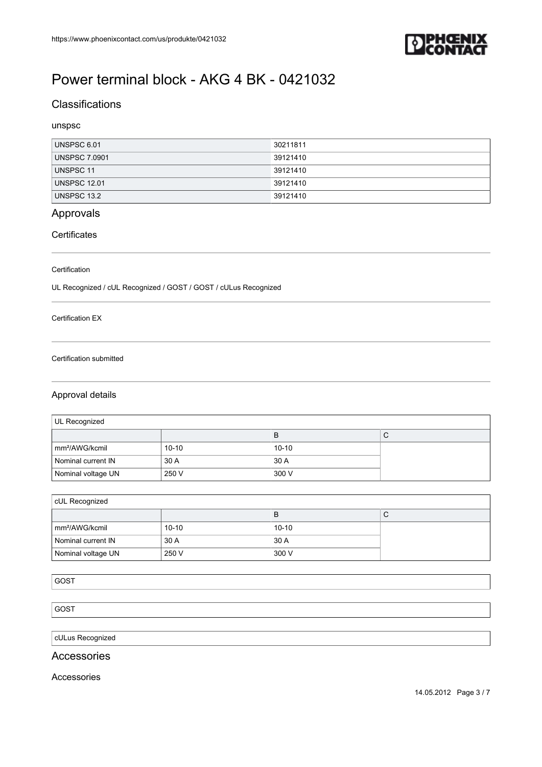# Power terminal block - AKG 4 BK - 0421032

## Classifications

### unspsc

| | |
|---|---|
| UNSPSC 6.01 | 30211811 |
| UNSPSC 7.0901 | 39121410 |
| UNSPSC 11 | 39121410 |
| UNSPSC 12.01 | 39121410 |
| UNSPSC 13.2 | 39121410 |

## Approvals

### Certificates

Certification

UL Recognized / cUL Recognized / GOST / GOST / cULus Recognized

Certification EX

Certification submitted

### Approval details

| UL Recognized | | | |
|---|---|---|---|
| | | B | C |
| mm²/AWG/kcmil | 10-10 | 10-10 | |
| Nominal current IN | 30 A | 30 A | |
| Nominal voltage UN | 250 V | 300 V | |

| cUL Recognized | | | |
|---|---|---|---|
| | | B | C |
| mm²/AWG/kcmil | 10-10 | 10-10 | |
| Nominal current IN | 30 A | 30 A | |
| Nominal voltage UN | 250 V | 300 V | |

GOST

GOST

cULus Recognized

## Accessories

### Accessories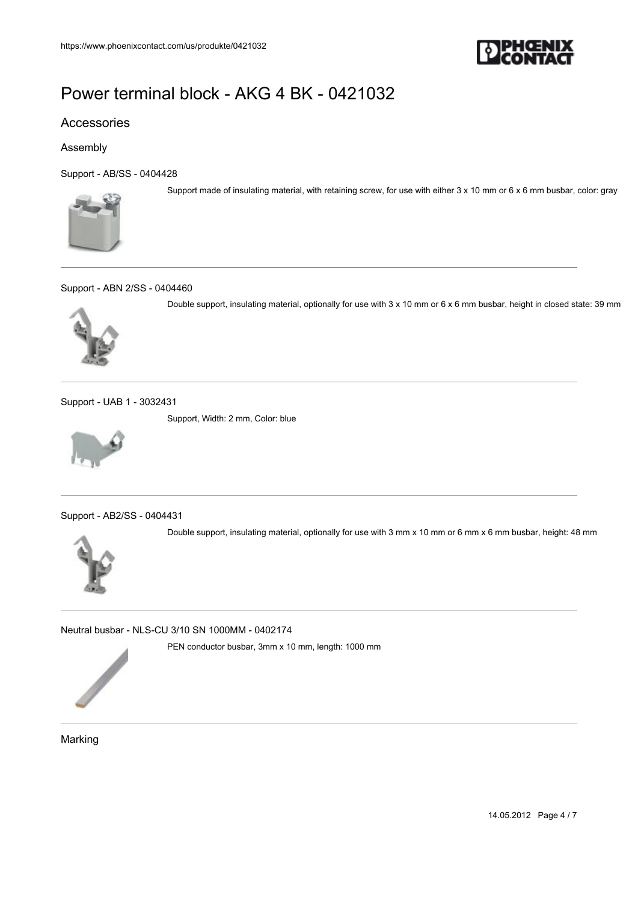# Power terminal block - AKG 4 BK - 0421032

## Accessories

### Assembly

Support - AB/SS - 0404428

Support made of insulating material, with retaining screw, for use with either 3 x 10 mm or 6 x 6 mm busbar, color: gray

---

Support - ABN 2/SS - 0404460

Double support, insulating material, optionally for use with 3 x 10 mm or 6 x 6 mm busbar, height in closed state: 39 mm

---

Support - UAB 1 - 3032431

Support, Width: 2 mm, Color: blue

---

Support - AB2/SS - 0404431

Double support, insulating material, optionally for use with 3 mm x 10 mm or 6 mm x 6 mm busbar, height: 48 mm

---

Neutral busbar - NLS-CU 3/10 SN 1000MM - 0402174

PEN conductor busbar, 3mm x 10 mm, length: 1000 mm

---

### Marking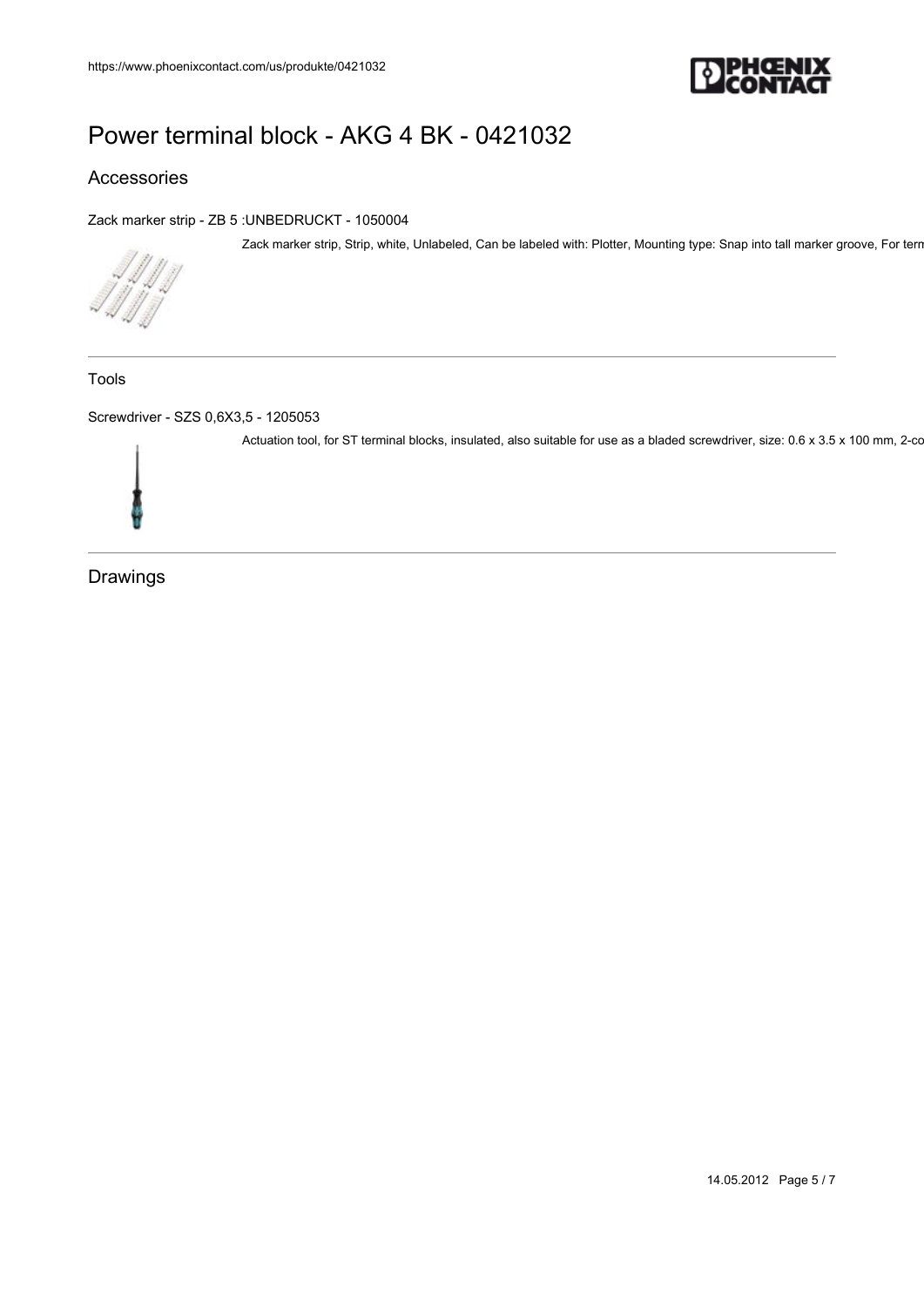# Power terminal block - AKG 4 BK - 0421032

## Accessories

Zack marker strip - ZB 5 :UNBEDRUCKT - 1050004

Zack marker strip, Strip, white, Unlabeled, Can be labeled with: Plotter, Mounting type: Snap into tall marker groove, For term

## Tools

Screwdriver - SZS 0,6X3,5 - 1205053

Actuation tool, for ST terminal blocks, insulated, also suitable for use as a bladed screwdriver, size: 0.6 x 3.5 x 100 mm, 2-co

## Drawings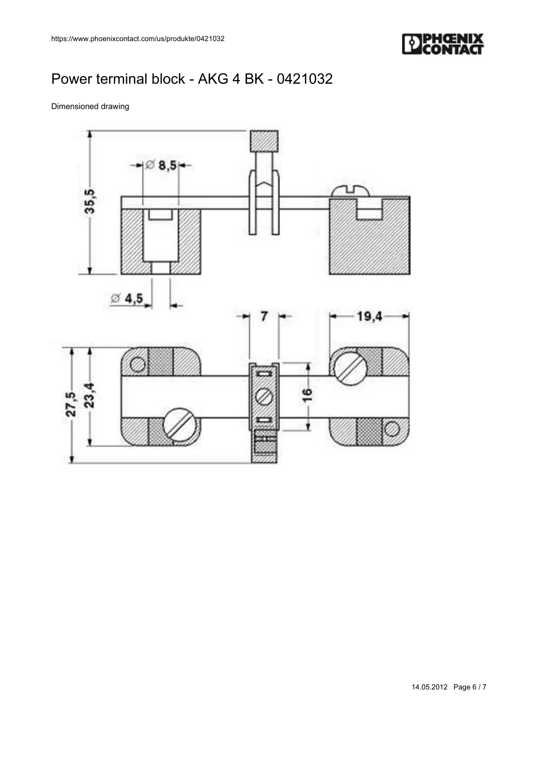# Power terminal block - AKG 4 BK - 0421032

Dimensioned drawing

Ø 8,5

35,5

Ø 4,5

7

19,4

27,5

23,4

16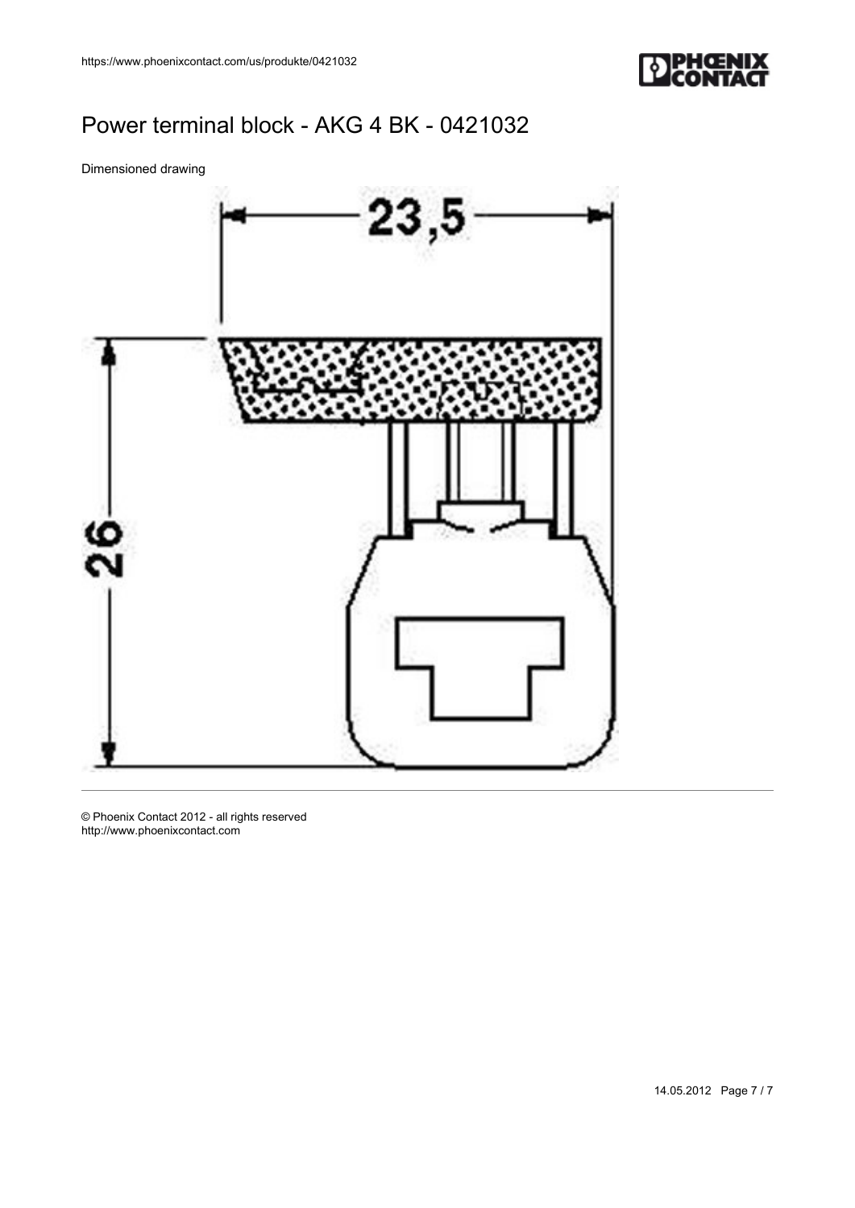# Power terminal block - AKG 4 BK - 0421032

Dimensioned drawing

23,5

26

© Phoenix Contact 2012 - all rights reserved
http://www.phoenixcontact.com